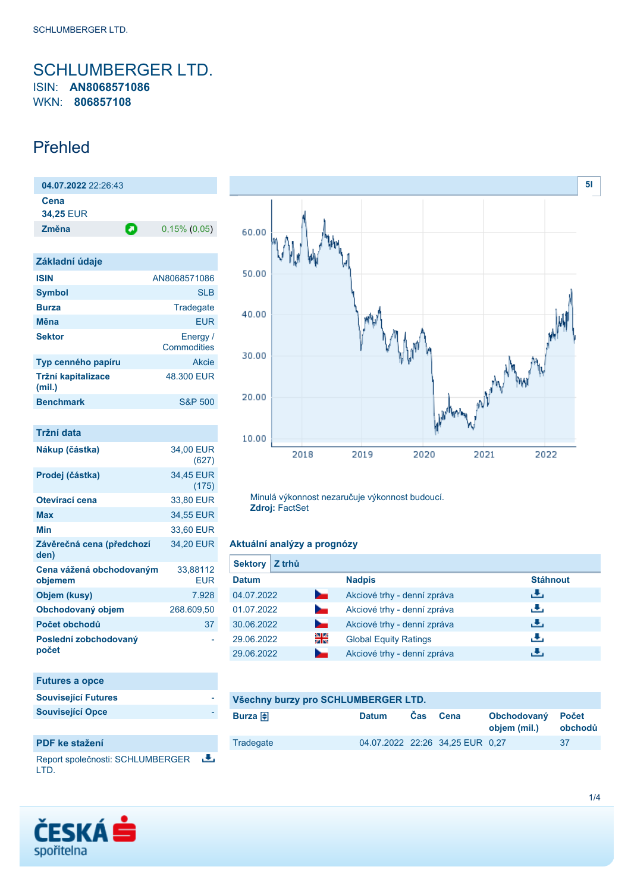# SCHLUMBERGER LTD.

ISIN: **AN8068571086**
WKN: **806857108**

## Přehled

**04.07.2022** 22:26:43

| | |
|---|---|
| **Cena** | |
| **34,25** EUR | |
| **Změna** | 0,15% (0,05) |

### Základní údaje

| | |
|---|---|
| **ISIN** | AN8068571086 |
| **Symbol** | SLB |
| **Burza** | Tradegate |
| **Měna** | EUR |
| **Sektor** | Energy / Commodities |
| **Typ cenného papíru** | Akcie |
| **Tržní kapitalizace (mil.)** | 48.300 EUR |
| **Benchmark** | S&P 500 |

### Tržní data

| | |
|---|---|
| **Nákup (částka)** | 34,00 EUR (627) |
| **Prodej (částka)** | 34,45 EUR (175) |
| **Otevírací cena** | 33,80 EUR |
| **Max** | 34,55 EUR |
| **Min** | 33,60 EUR |
| **Závěrečná cena (předchozí den)** | 34,20 EUR |
| **Cena vážená obchodovaným objemem** | 33,88112 EUR |
| **Objem (kusy)** | 7.928 |
| **Obchodovaný objem** | 268.609,50 |
| **Počet obchodů** | 37 |
| **Poslední zobchodovaný počet** | - |

### Futures a opce

| | |
|---|---|
| **Související Futures** | - |
| **Související Opce** | - |

### PDF ke stažení

Report společnosti: SCHLUMBERGER LTD.

Minulá výkonnost nezaručuje výkonnost budoucí.
**Zdroj:** FactSet

### Aktuální analýzy a prognózy

Sektory | Z trhů

| Datum | | Nadpis | Stáhnout |
|---|---|---|---|
| 04.07.2022 | CZ | Akciové trhy - denní zpráva | |
| 01.07.2022 | CZ | Akciové trhy - denní zpráva | |
| 30.06.2022 | CZ | Akciové trhy - denní zpráva | |
| 29.06.2022 | GB | Global Equity Ratings | |
| 29.06.2022 | CZ | Akciové trhy - denní zpráva | |

### Všechny burzy pro SCHLUMBERGER LTD.

| Burza | Datum | Čas | Cena | Obchodovaný objem (mil.) | Počet obchodů |
|---|---|---|---|---|---|
| Tradegate | 04.07.2022 | 22:26 | 34,25 EUR | 0,27 | 37 |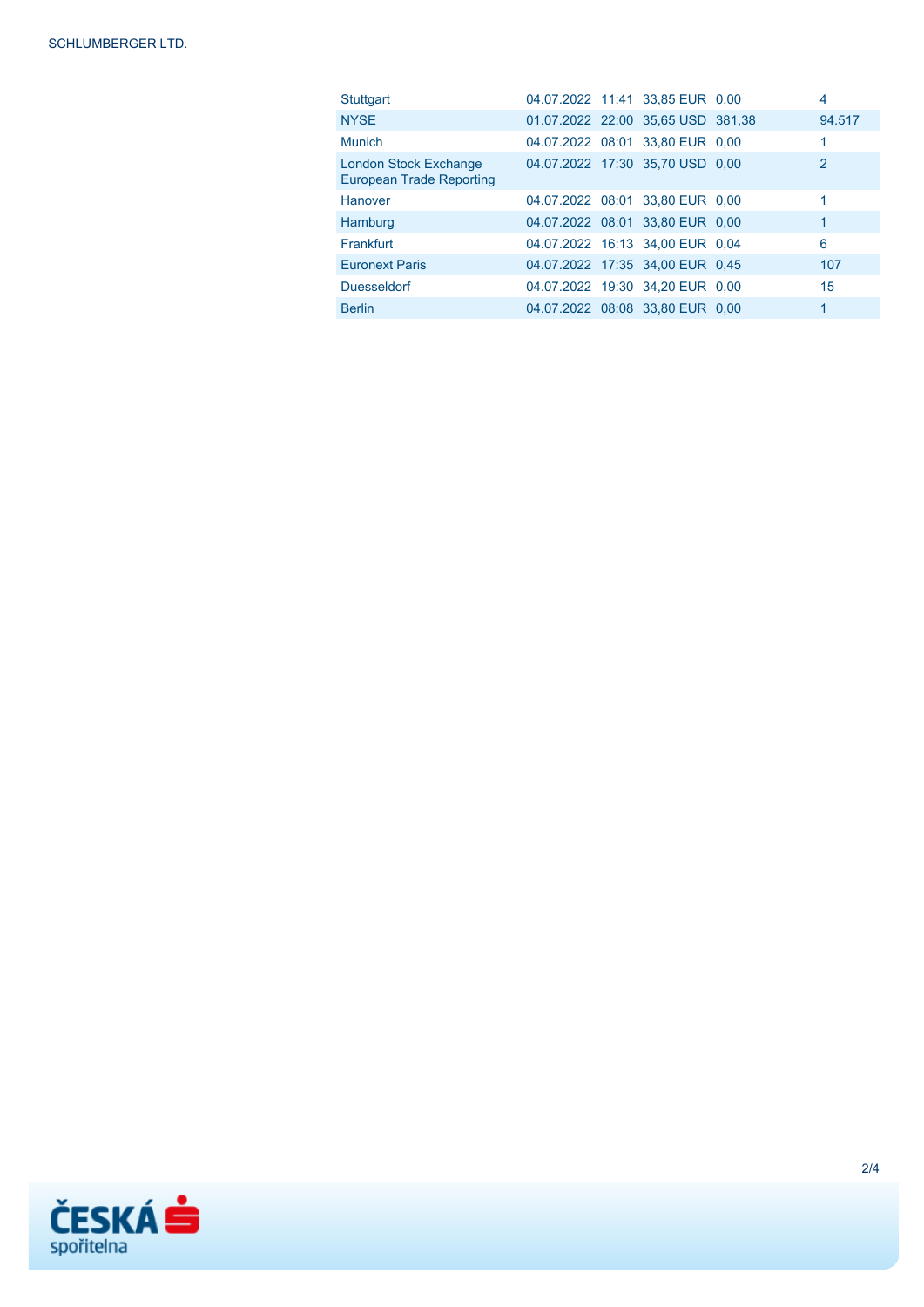| | | | | | |
|---|---|---|---|---|---|
| Stuttgart | 04.07.2022 | 11:41 | 33,85 EUR | 0,00 | 4 |
| NYSE | 01.07.2022 | 22:00 | 35,65 USD | 381,38 | 94.517 |
| Munich | 04.07.2022 | 08:01 | 33,80 EUR | 0,00 | 1 |
| London Stock Exchange European Trade Reporting | 04.07.2022 | 17:30 | 35,70 USD | 0,00 | 2 |
| Hanover | 04.07.2022 | 08:01 | 33,80 EUR | 0,00 | 1 |
| Hamburg | 04.07.2022 | 08:01 | 33,80 EUR | 0,00 | 1 |
| Frankfurt | 04.07.2022 | 16:13 | 34,00 EUR | 0,04 | 6 |
| Euronext Paris | 04.07.2022 | 17:35 | 34,00 EUR | 0,45 | 107 |
| Duesseldorf | 04.07.2022 | 19:30 | 34,20 EUR | 0,00 | 15 |
| Berlin | 04.07.2022 | 08:08 | 33,80 EUR | 0,00 | 1 |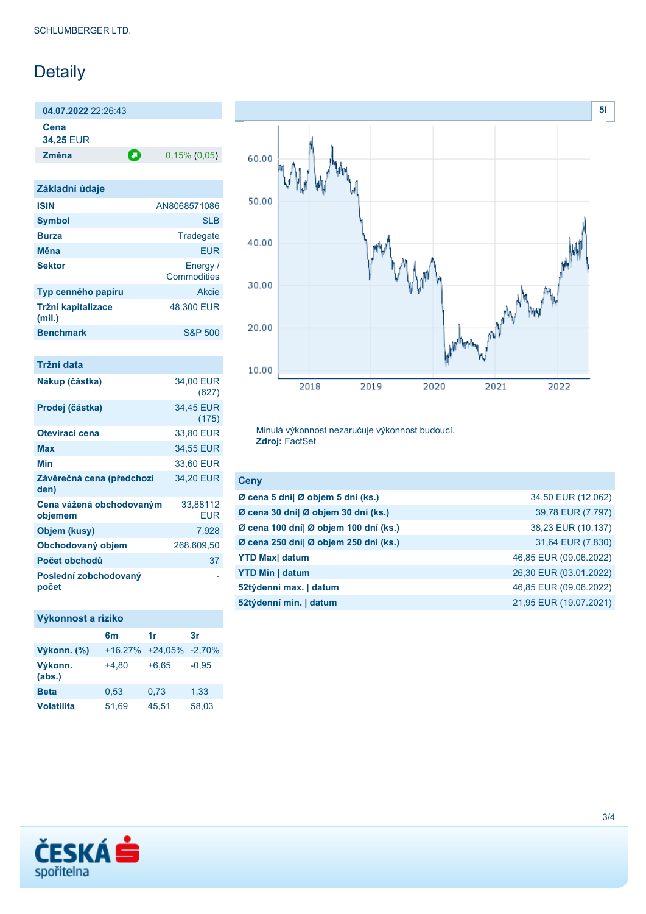# Detaily

| **04.07.2022** 22:26:43 | |
|---|---|
| **Cena** | |
| **34,25** EUR | |
| **Změna** | 0,15% (0,05) |

## Základní údaje

| | |
|---|---|
| **ISIN** | AN8068571086 |
| **Symbol** | SLB |
| **Burza** | Tradegate |
| **Měna** | EUR |
| **Sektor** | Energy / Commodities |
| **Typ cenného papíru** | Akcie |
| **Tržní kapitalizace (mil.)** | 48.300 EUR |
| **Benchmark** | S&P 500 |

## Tržní data

| | |
|---|---|
| **Nákup (částka)** | 34,00 EUR (627) |
| **Prodej (částka)** | 34,45 EUR (175) |
| **Otevírací cena** | 33,80 EUR |
| **Max** | 34,55 EUR |
| **Min** | 33,60 EUR |
| **Závěrečná cena (předchozí den)** | 34,20 EUR |
| **Cena vážená obchodovaným objemem** | 33,88112 EUR |
| **Objem (kusy)** | 7.928 |
| **Obchodovaný objem** | 268.609,50 |
| **Počet obchodů** | 37 |
| **Poslední zobchodovaný počet** | - |

## Výkonnost a riziko

| | 6m | 1r | 3r |
|---|---|---|---|
| **Výkonn. (%)** | +16,27% | +24,05% | -2,70% |
| **Výkonn. (abs.)** | +4,80 | +6,65 | -0,95 |
| **Beta** | 0,53 | 0,73 | 1,33 |
| **Volatilita** | 51,69 | 45,51 | 58,03 |

Minulá výkonnost nezaručuje výkonnost budoucí.
**Zdroj:** FactSet

## Ceny

| | |
|---|---|
| **Ø cena 5 dní\| Ø objem 5 dní (ks.)** | 34,50 EUR (12.062) |
| **Ø cena 30 dní\| Ø objem 30 dní (ks.)** | 39,78 EUR (7.797) |
| **Ø cena 100 dní\| Ø objem 100 dní (ks.)** | 38,23 EUR (10.137) |
| **Ø cena 250 dní\| Ø objem 250 dní (ks.)** | 31,64 EUR (7.830) |
| **YTD Max\| datum** | 46,85 EUR (09.06.2022) |
| **YTD Min \| datum** | 26,30 EUR (03.01.2022) |
| **52týdenní max. \| datum** | 46,85 EUR (09.06.2022) |
| **52týdenní min. \| datum** | 21,95 EUR (19.07.2021) |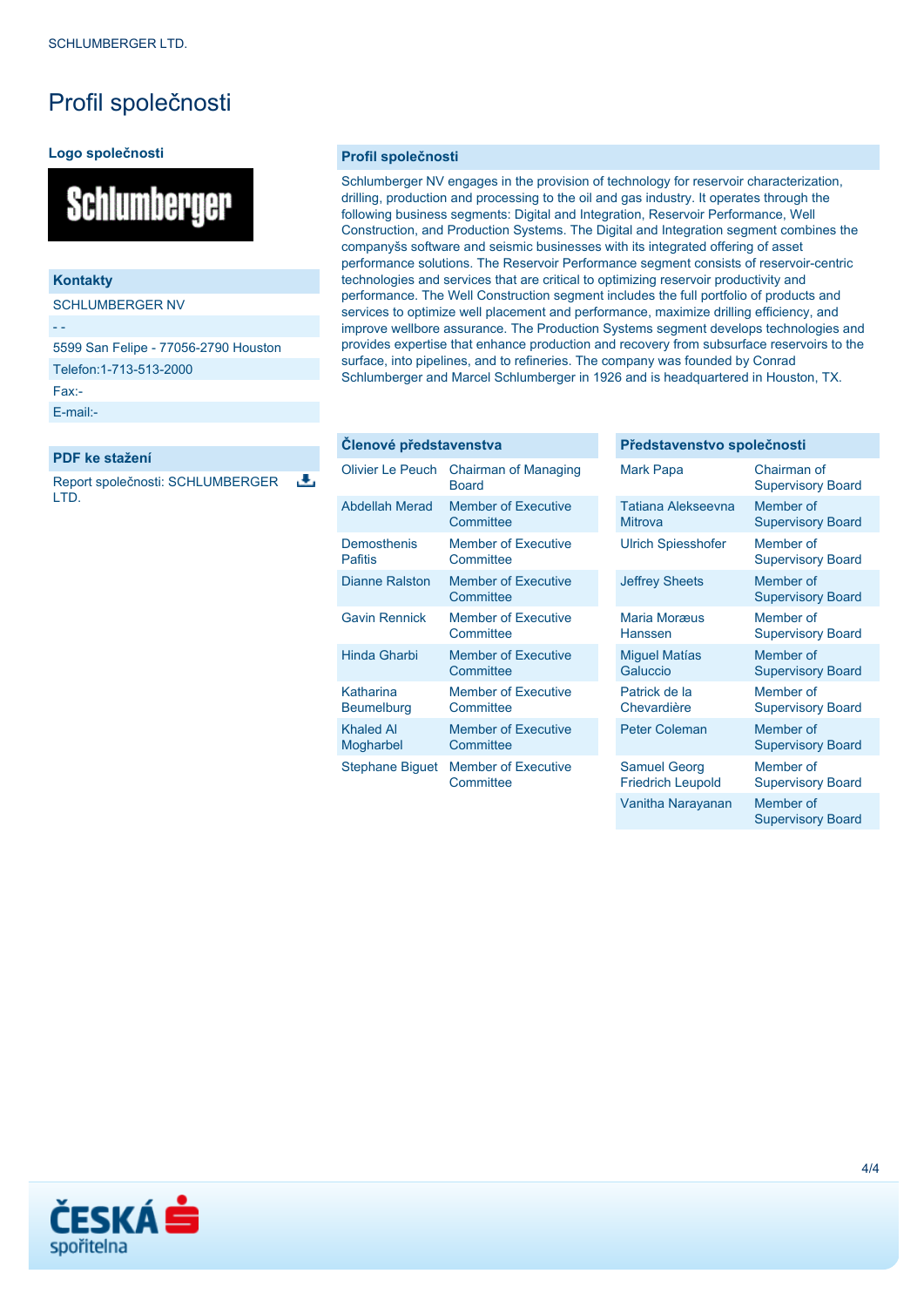# Profil společnosti

### Logo společnosti

### Kontakty

SCHLUMBERGER NV

- -

5599 San Felipe - 77056-2790 Houston

Telefon:1-713-513-2000

Fax:-

E-mail:-

### PDF ke stažení

Report společnosti: SCHLUMBERGER LTD.

### Profil společnosti

Schlumberger NV engages in the provision of technology for reservoir characterization, drilling, production and processing to the oil and gas industry. It operates through the following business segments: Digital and Integration, Reservoir Performance, Well Construction, and Production Systems. The Digital and Integration segment combines the companyšs software and seismic businesses with its integrated offering of asset performance solutions. The Reservoir Performance segment consists of reservoir-centric technologies and services that are critical to optimizing reservoir productivity and performance. The Well Construction segment includes the full portfolio of products and services to optimize well placement and performance, maximize drilling efficiency, and improve wellbore assurance. The Production Systems segment develops technologies and provides expertise that enhance production and recovery from subsurface reservoirs to the surface, into pipelines, and to refineries. The company was founded by Conrad Schlumberger and Marcel Schlumberger in 1926 and is headquartered in Houston, TX.

### Členové představenstva

| | |
|---|---|
| Olivier Le Peuch | Chairman of Managing Board |
| Abdellah Merad | Member of Executive Committee |
| Demosthenis Pafitis | Member of Executive Committee |
| Dianne Ralston | Member of Executive Committee |
| Gavin Rennick | Member of Executive Committee |
| Hinda Gharbi | Member of Executive Committee |
| Katharina Beumelburg | Member of Executive Committee |
| Khaled Al Mogharbel | Member of Executive Committee |
| Stephane Biguet | Member of Executive Committee |

### Představenstvo společnosti

| | |
|---|---|
| Mark Papa | Chairman of Supervisory Board |
| Tatiana Alekseevna Mitrova | Member of Supervisory Board |
| Ulrich Spiesshofer | Member of Supervisory Board |
| Jeffrey Sheets | Member of Supervisory Board |
| Maria Moræus Hanssen | Member of Supervisory Board |
| Miguel Matías Galuccio | Member of Supervisory Board |
| Patrick de la Chevardière | Member of Supervisory Board |
| Peter Coleman | Member of Supervisory Board |
| Samuel Georg Friedrich Leupold | Member of Supervisory Board |
| Vanitha Narayanan | Member of Supervisory Board |